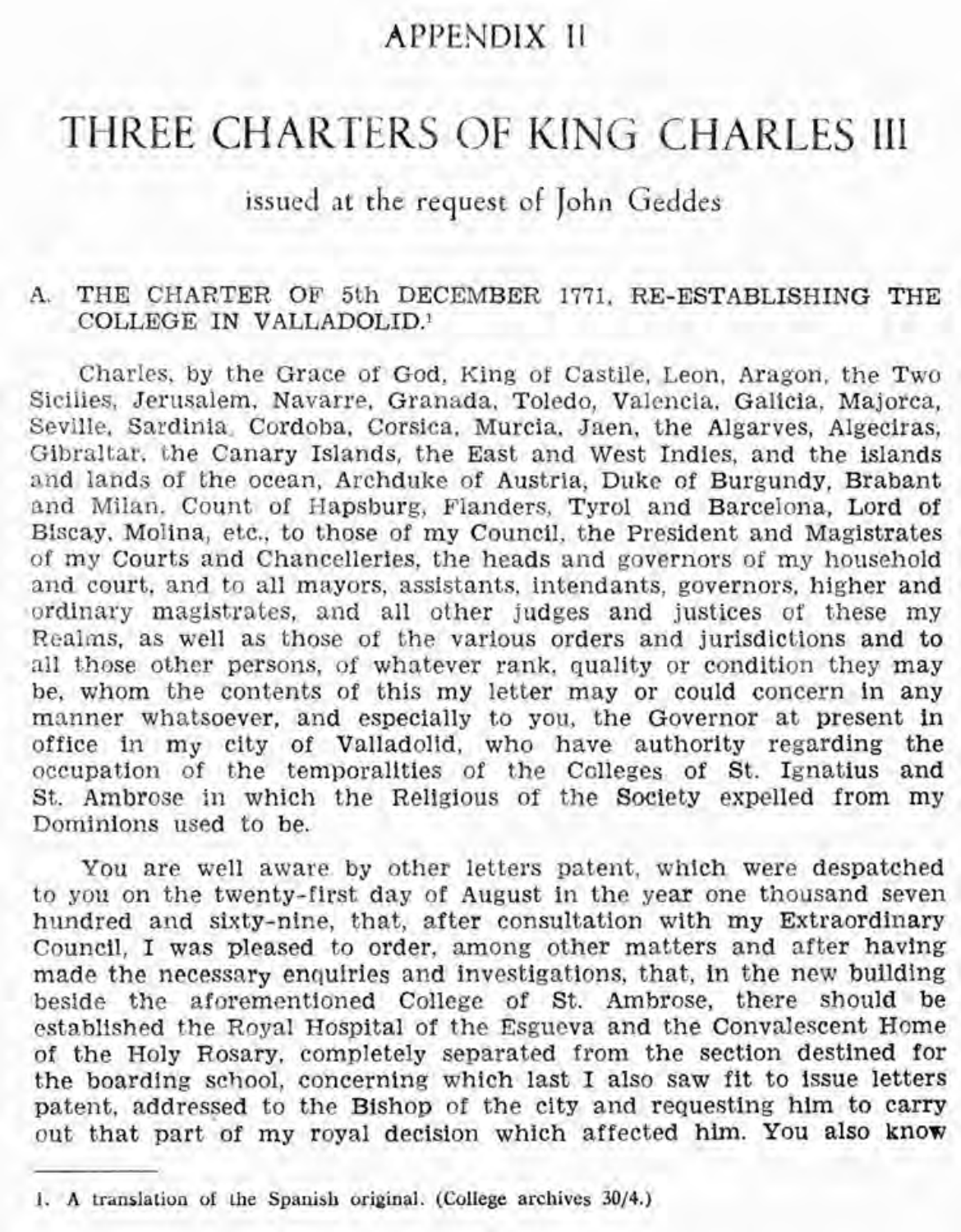# APPENDIX II

# THREE CHARTERS OF KING CHARLES III

issued at the request of John Geddes

## A. THE CHARTER OF 5th DECEMBER 1771, RE-ESTABLISHING THE COLLEGE IN VALLADOLID.[1]

Charles, by the Grace of God, King of Castile, Leon, Aragon, the Two Sicilies, Jerusalem, Navarre, Granada, Toledo, Valencia, Galicia, Majorca, Seville, Sardinia, Cordoba, Corsica, Murcia, Jaen, the Algarves, Algeciras, Gibraltar, the Canary Islands, the East and West Indies, and the islands and lands of the ocean, Archduke of Austria, Duke of Burgundy, Brabant and Milan, Count of Hapsburg, Flanders, Tyrol and Barcelona, Lord of Biscay, Molina, etc., to those of my Council, the President and Magistrates of my Courts and Chancelleries, the heads and governors of my household and court, and to all mayors, assistants, intendants, governors, higher and ordinary magistrates, and all other judges and justices of these my Realms, as well as those of the various orders and jurisdictions and to all those other persons, of whatever rank, quality or condition they may be, whom the contents of this my letter may or could concern in any manner whatsoever, and especially to you, the Governor at present in office in my city of Valladolid, who have authority regarding the occupation of the temporalities of the Colleges of St. Ignatius and St. Ambrose in which the Religious of the Society expelled from my Dominions used to be.

You are well aware by other letters patent, which were despatched to you on the twenty-first day of August in the year one thousand seven hundred and sixty-nine, that, after consultation with my Extraordinary Council, I was pleased to order, among other matters and after having made the necessary enquiries and investigations, that, in the new building beside the aforementioned College of St. Ambrose, there should be established the Royal Hospital of the Esgueva and the Convalescent Home of the Holy Rosary, completely separated from the section destined for the boarding school, concerning which last I also saw fit to issue letters patent, addressed to the Bishop of the city and requesting him to carry out that part of my royal decision which affected him. You also know

---

1. A translation of the Spanish original. (College archives 30/4.)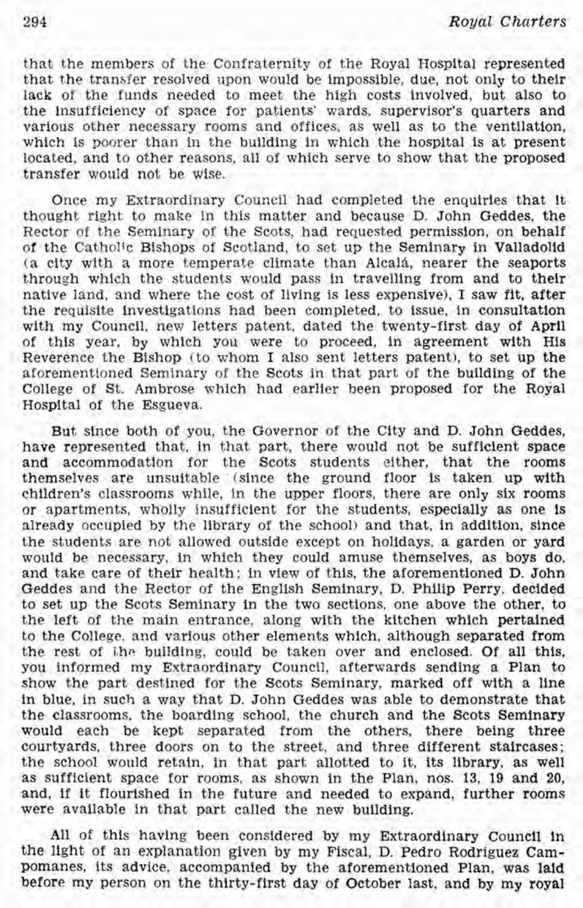that the members of the Confraternity of the Royal Hospital represented that the transfer resolved upon would be impossible, due, not only to their lack of the funds needed to meet the high costs involved, but also to the insufficiency of space for patients' wards, supervisor's quarters and various other necessary rooms and offices, as well as to the ventilation, which is poorer than in the building in which the hospital is at present located, and to other reasons, all of which serve to show that the proposed transfer would not be wise.

Once my Extraordinary Council had completed the enquiries that it thought right to make in this matter and because D. John Geddes, the Rector of the Seminary of the Scots, had requested permission, on behalf of the Catholic Bishops of Scotland, to set up the Seminary in Valladolid (a city with a more temperate climate than Alcalá, nearer the seaports through which the students would pass in travelling from and to their native land, and where the cost of living is less expensive), I saw fit, after the requisite investigations had been completed, to issue, in consultation with my Council, new letters patent, dated the twenty-first day of April of this year, by which you were to proceed, in agreement with His Reverence the Bishop (to whom I also sent letters patent), to set up the aforementioned Seminary of the Scots in that part of the building of the College of St. Ambrose which had earlier been proposed for the Royal Hospital of the Esgueva.

But since both of you, the Governor of the City and D. John Geddes, have represented that, in that part, there would not be sufficient space and accommodation for the Scots students either, that the rooms themselves are unsuitable (since the ground floor is taken up with children's classrooms while, in the upper floors, there are only six rooms or apartments, wholly insufficient for the students, especially as one is already occupied by the library of the school) and that, in addition, since the students are not allowed outside except on holidays, a garden or yard would be necessary, in which they could amuse themselves, as boys do, and take care of their health; in view of this, the aforementioned D. John Geddes and the Rector of the English Seminary, D. Philip Perry, decided to set up the Scots Seminary in the two sections, one above the other, to the left of the main entrance, along with the kitchen which pertained to the College, and various other elements which, although separated from the rest of the building, could be taken over and enclosed. Of all this, you informed my Extraordinary Council, afterwards sending a Plan to show the part destined for the Scots Seminary, marked off with a line in blue, in such a way that D. John Geddes was able to demonstrate that the classrooms, the boarding school, the church and the Scots Seminary would each be kept separated from the others, there being three courtyards, three doors on to the street, and three different staircases; the school would retain, in that part allotted to it, its library, as well as sufficient space for rooms, as shown in the Plan, nos. 13, 19 and 20, and, if it flourished in the future and needed to expand, further rooms were available in that part called the new building.

All of this having been considered by my Extraordinary Council in the light of an explanation given by my Fiscal, D. Pedro Rodriguez Campomanes, its advice, accompanied by the aforementioned Plan, was laid before my person on the thirty-first day of October last, and by my royal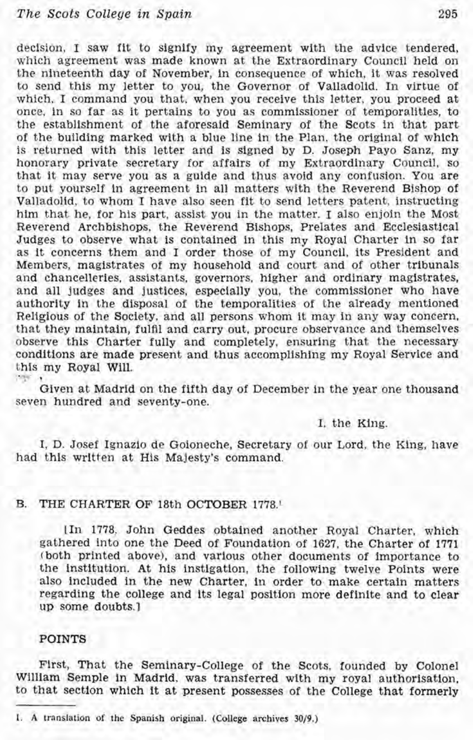decision, I saw fit to signify my agreement with the advice tendered, which agreement was made known at the Extraordinary Council held on the nineteenth day of November, in consequence of which, it was resolved to send this my letter to you, the Governor of Valladolid. In virtue of which, I command you that, when you receive this letter, you proceed at once, in so far as it pertains to you as commissioner of temporalities, to the establishment of the aforesaid Seminary of the Scots in that part of the building marked with a blue line in the Plan, the original of which is returned with this letter and is signed by D. Joseph Payo Sanz, my honorary private secretary for affairs of my Extraordinary Council, so that it may serve you as a guide and thus avoid any confusion. You are to put yourself in agreement in all matters with the Reverend Bishop of Valladolid, to whom I have also seen fit to send letters patent, instructing him that he, for his part, assist you in the matter. I also enjoin the Most Reverend Archbishops, the Reverend Bishops, Prelates and Ecclesiastical Judges to observe what is contained in this my Royal Charter in so far as it concerns them and I order those of my Council, its President and Members, magistrates of my household and court and of other tribunals and chancelleries, assistants, governors, higher and ordinary magistrates, and all judges and justices, especially you, the commissioner who have authority in the disposal of the temporalities of the already mentioned Religious of the Society, and all persons whom it may in any way concern, that they maintain, fulfil and carry out, procure observance and themselves observe this Charter fully and completely, ensuring that the necessary conditions are made present and thus accomplishing my Royal Service and this my Royal Will.

Given at Madrid on the fifth day of December in the year one thousand seven hundred and seventy-one.

I, the King.

I, D. Josef Ignazio de Goioneche, Secretary of our Lord, the King, have had this written at His Majesty's command.

## B. THE CHARTER OF 18th OCTOBER 1778.[1]

[In 1778, John Geddes obtained another Royal Charter, which gathered into one the Deed of Foundation of 1627, the Charter of 1771 (both printed above), and various other documents of importance to the institution. At his instigation, the following twelve Points were also included in the new Charter, in order to make certain matters regarding the college and its legal position more definite and to clear up some doubts.]

### POINTS

First, That the Seminary-College of the Scots, founded by Colonel William Semple in Madrid, was transferred with my royal authorisation, to that section which it at present possesses of the College that formerly

1. A translation of the Spanish original. (College archives 30/9.)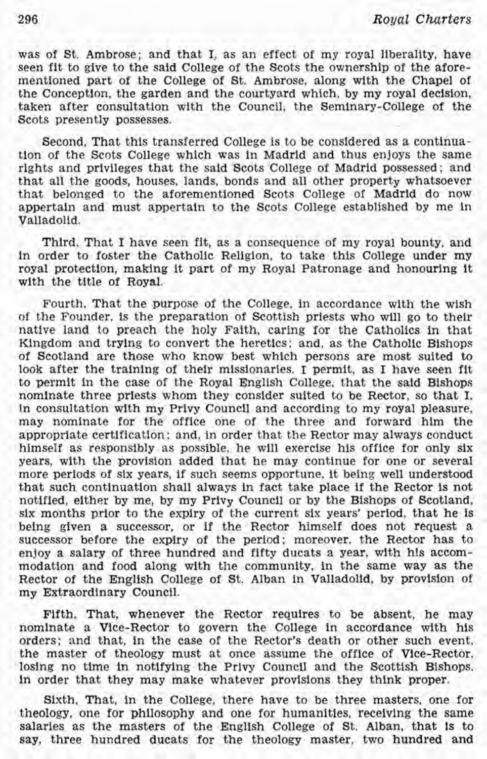was of St. Ambrose; and that I, as an effect of my royal liberality, have seen fit to give to the said College of the Scots the ownership of the aforementioned part of the College of St. Ambrose, along with the Chapel of the Conception, the garden and the courtyard which, by my royal decision, taken after consultation with the Council, the Seminary-College of the Scots presently possesses.

Second, That this transferred College is to be considered as a continuation of the Scots College which was in Madrid and thus enjoys the same rights and privileges that the said Scots College of Madrid possessed; and that all the goods, houses, lands, bonds and all other property whatsoever that belonged to the aforementioned Scots College of Madrid do now appertain and must appertain to the Scots College established by me in Valladolid.

Third, That I have seen fit, as a consequence of my royal bounty, and in order to foster the Catholic Religion, to take this College under my royal protection, making it part of my Royal Patronage and honouring it with the title of Royal.

Fourth, That the purpose of the College, in accordance with the wish of the Founder, is the preparation of Scottish priests who will go to their native land to preach the holy Faith, caring for the Catholics in that Kingdom and trying to convert the heretics; and, as the Catholic Bishops of Scotland are those who know best which persons are most suited to look after the training of their missionaries, I permit, as I have seen fit to permit in the case of the Royal English College, that the said Bishops nominate three priests whom they consider suited to be Rector, so that I, in consultation with my Privy Council and according to my royal pleasure, may nominate for the office one of the three and forward him the appropriate certification; and, in order that the Rector may always conduct himself as responsibly as possible, he will exercise his office for only six years, with the provision added that he may continue for one or several more periods of six years, if such seems opportune, it being well understood that such continuation shall always in fact take place if the Rector is not notified, either by me, by my Privy Council or by the Bishops of Scotland, six months prior to the expiry of the current six years' period, that he is being given a successor, or if the Rector himself does not request a successor before the expiry of the period; moreover, the Rector has to enjoy a salary of three hundred and fifty ducats a year, with his accommodation and food along with the community, in the same way as the Rector of the English College of St. Alban in Valladolid, by provision of my Extraordinary Council.

Fifth, That, whenever the Rector requires to be absent, he may nominate a Vice-Rector to govern the College in accordance with his orders; and that, in the case of the Rector's death or other such event, the master of theology must at once assume the office of Vice-Rector, losing no time in notifying the Privy Council and the Scottish Bishops, in order that they may make whatever provisions they think proper.

Sixth, That, in the College, there have to be three masters, one for theology, one for philosophy and one for humanities, receiving the same salaries as the masters of the English College of St. Alban, that is to say, three hundred ducats for the theology master, two hundred and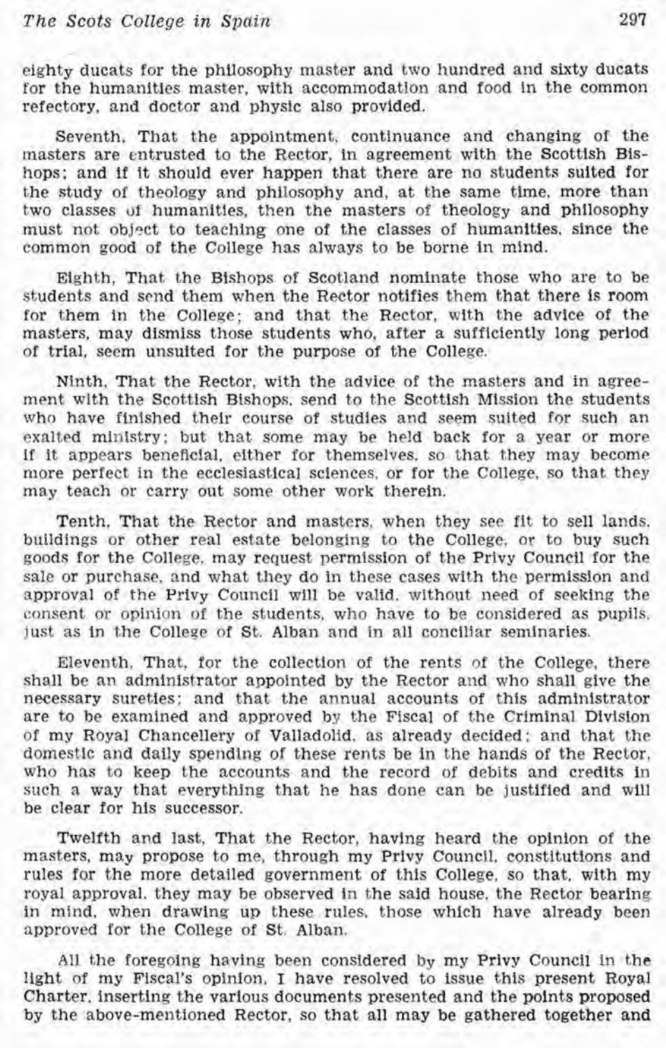eighty ducats for the philosophy master and two hundred and sixty ducats for the humanities master, with accommodation and food in the common refectory, and doctor and physic also provided.

Seventh, That the appointment, continuance and changing of the masters are entrusted to the Rector, in agreement with the Scottish Bishops; and if it should ever happen that there are no students suited for the study of theology and philosophy and, at the same time, more than two classes of humanities, then the masters of theology and philosophy must not object to teaching one of the classes of humanities, since the common good of the College has always to be borne in mind.

Eighth, That the Bishops of Scotland nominate those who are to be students and send them when the Rector notifies them that there is room for them in the College; and that the Rector, with the advice of the masters, may dismiss those students who, after a sufficiently long period of trial, seem unsuited for the purpose of the College.

Ninth, That the Rector, with the advice of the masters and in agreement with the Scottish Bishops, send to the Scottish Mission the students who have finished their course of studies and seem suited for such an exalted ministry; but that some may be held back for a year or more if it appears beneficial, either for themselves, so that they may become more perfect in the ecclesiastical sciences, or for the College, so that they may teach or carry out some other work therein.

Tenth, That the Rector and masters, when they see fit to sell lands, buildings or other real estate belonging to the College, or to buy such goods for the College, may request permission of the Privy Council for the sale or purchase, and what they do in these cases with the permission and approval of the Privy Council will be valid, without need of seeking the consent or opinion of the students, who have to be considered as pupils, just as in the College of St. Alban and in all conciliar seminaries.

Eleventh, That, for the collection of the rents of the College, there shall be an administrator appointed by the Rector and who shall give the necessary sureties; and that the annual accounts of this administrator are to be examined and approved by the Fiscal of the Criminal Division of my Royal Chancellery of Valladolid, as already decided; and that the domestic and daily spending of these rents be in the hands of the Rector, who has to keep the accounts and the record of debits and credits in such a way that everything that he has done can be justified and will be clear for his successor.

Twelfth and last, That the Rector, having heard the opinion of the masters, may propose to me, through my Privy Council, constitutions and rules for the more detailed government of this College, so that, with my royal approval, they may be observed in the said house, the Rector bearing in mind, when drawing up these rules, those which have already been approved for the College of St. Alban.

All the foregoing having been considered by my Privy Council in the light of my Fiscal's opinion, I have resolved to issue this present Royal Charter, inserting the various documents presented and the points proposed by the above-mentioned Rector, so that all may be gathered together and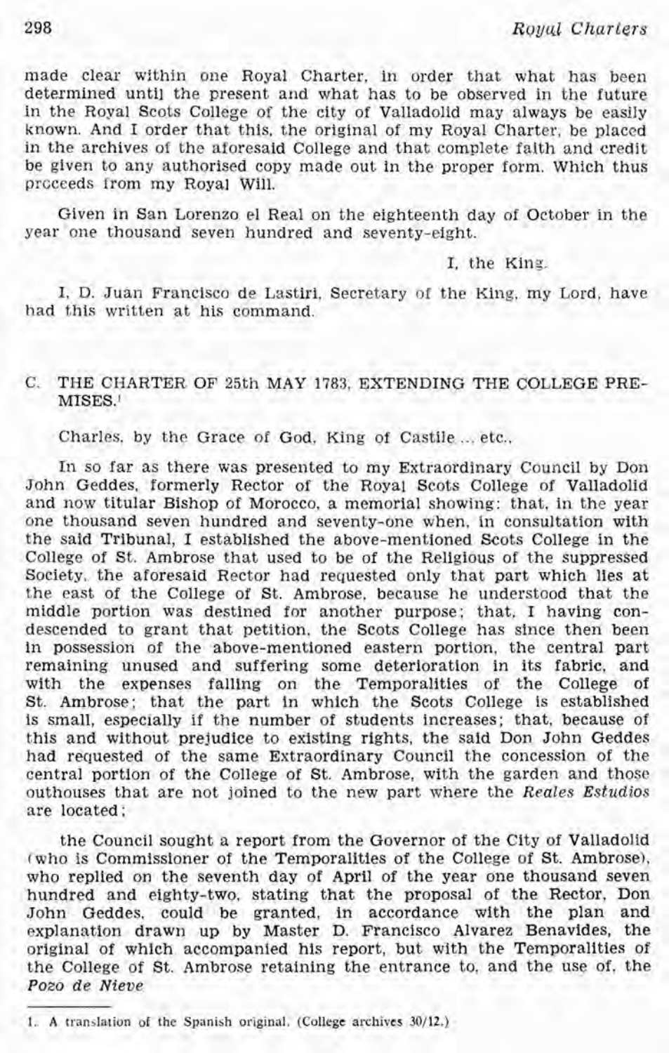made clear within one Royal Charter, in order that what has been determined until the present and what has to be observed in the future in the Royal Scots College of the city of Valladolid may always be easily known. And I order that this, the original of my Royal Charter, be placed in the archives of the aforesaid College and that complete faith and credit be given to any authorised copy made out in the proper form. Which thus proceeds from my Royal Will.

Given in San Lorenzo el Real on the eighteenth day of October in the year one thousand seven hundred and seventy-eight.

I, the King.

I, D. Juan Francisco de Lastiri, Secretary of the King, my Lord, have had this written at his command.

## C. THE CHARTER OF 25th MAY 1783, EXTENDING THE COLLEGE PREMISES.[1]

Charles, by the Grace of God, King of Castile ... etc.,

In so far as there was presented to my Extraordinary Council by Don John Geddes, formerly Rector of the Royal Scots College of Valladolid and now titular Bishop of Morocco, a memorial showing: that, in the year one thousand seven hundred and seventy-one when, in consultation with the said Tribunal, I established the above-mentioned Scots College in the College of St. Ambrose that used to be of the Religious of the suppressed Society, the aforesaid Rector had requested only that part which lies at the east of the College of St. Ambrose, because he understood that the middle portion was destined for another purpose; that, I having condescended to grant that petition, the Scots College has since then been in possession of the above-mentioned eastern portion, the central part remaining unused and suffering some deterioration in its fabric, and with the expenses falling on the Temporalities of the College of St. Ambrose; that the part in which the Scots College is established is small, especially if the number of students increases; that, because of this and without prejudice to existing rights, the said Don John Geddes had requested of the same Extraordinary Council the concession of the central portion of the College of St. Ambrose, with the garden and those outhouses that are not joined to the new part where the *Reales Estudios* are located;

the Council sought a report from the Governor of the City of Valladolid (who is Commissioner of the Temporalities of the College of St. Ambrose), who replied on the seventh day of April of the year one thousand seven hundred and eighty-two, stating that the proposal of the Rector, Don John Geddes, could be granted, in accordance with the plan and explanation drawn up by Master D. Francisco Alvarez Benavides, the original of which accompanied his report, but with the Temporalities of the College of St. Ambrose retaining the entrance to, and the use of, the *Pozo de Nieve*

1. A translation of the Spanish original. (College archives 30/12.)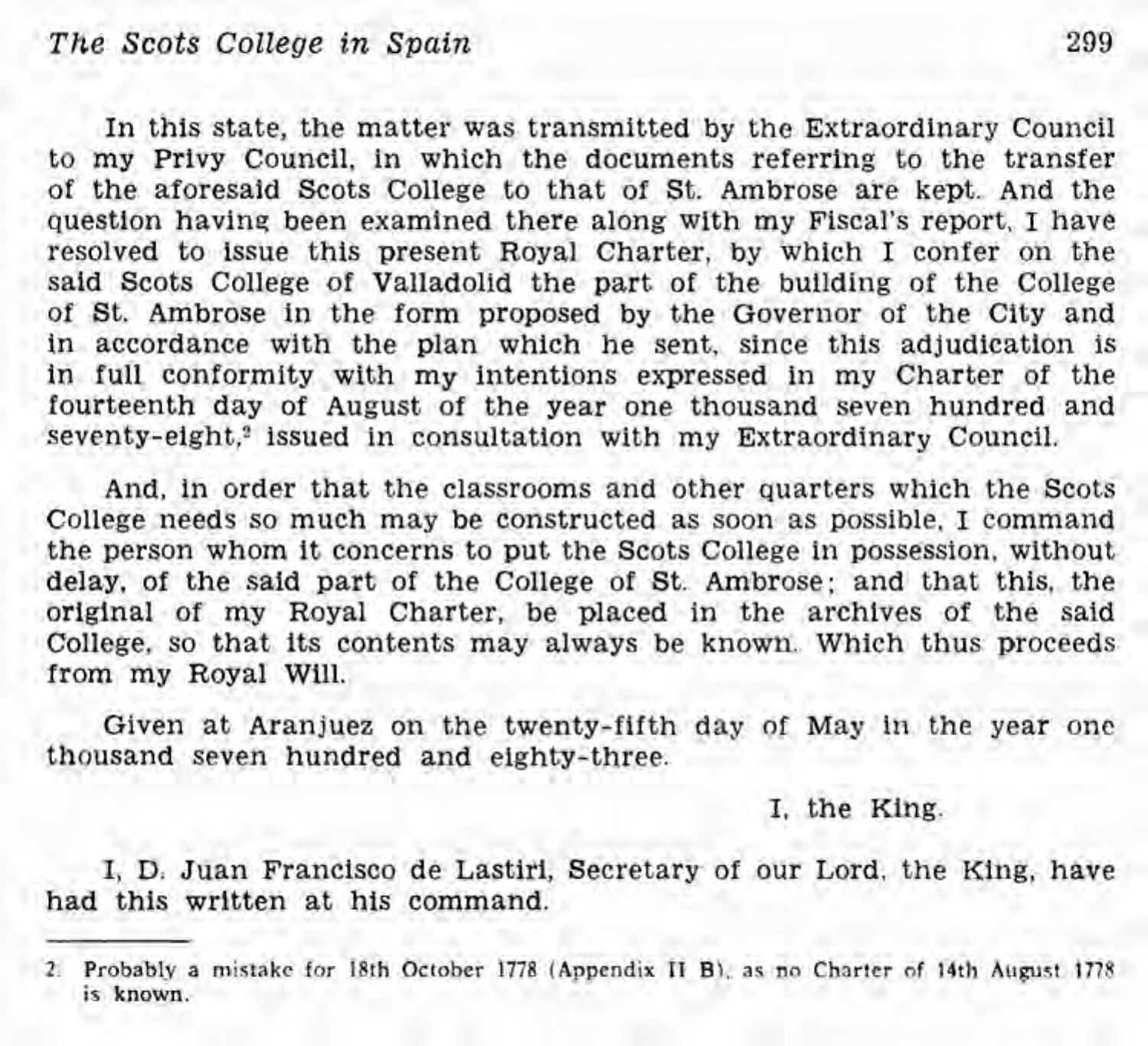In this state, the matter was transmitted by the Extraordinary Council to my Privy Council, in which the documents referring to the transfer of the aforesaid Scots College to that of St. Ambrose are kept. And the question having been examined there along with my Fiscal's report, I have resolved to issue this present Royal Charter, by which I confer on the said Scots College of Valladolid the part of the building of the College of St. Ambrose in the form proposed by the Governor of the City and in accordance with the plan which he sent, since this adjudication is in full conformity with my intentions expressed in my Charter of the fourteenth day of August of the year one thousand seven hundred and seventy-eight,[2] issued in consultation with my Extraordinary Council.

And, in order that the classrooms and other quarters which the Scots College needs so much may be constructed as soon as possible, I command the person whom it concerns to put the Scots College in possession, without delay, of the said part of the College of St. Ambrose; and that this, the original of my Royal Charter, be placed in the archives of the said College, so that its contents may always be known. Which thus proceeds from my Royal Will.

Given at Aranjuez on the twenty-fifth day of May in the year one thousand seven hundred and eighty-three.

I, the King.

I, D. Juan Francisco de Lastiri, Secretary of our Lord, the King, have had this written at his command.

---

2. Probably a mistake for 18th October 1778 (Appendix II B), as no Charter of 14th August 1778 is known.